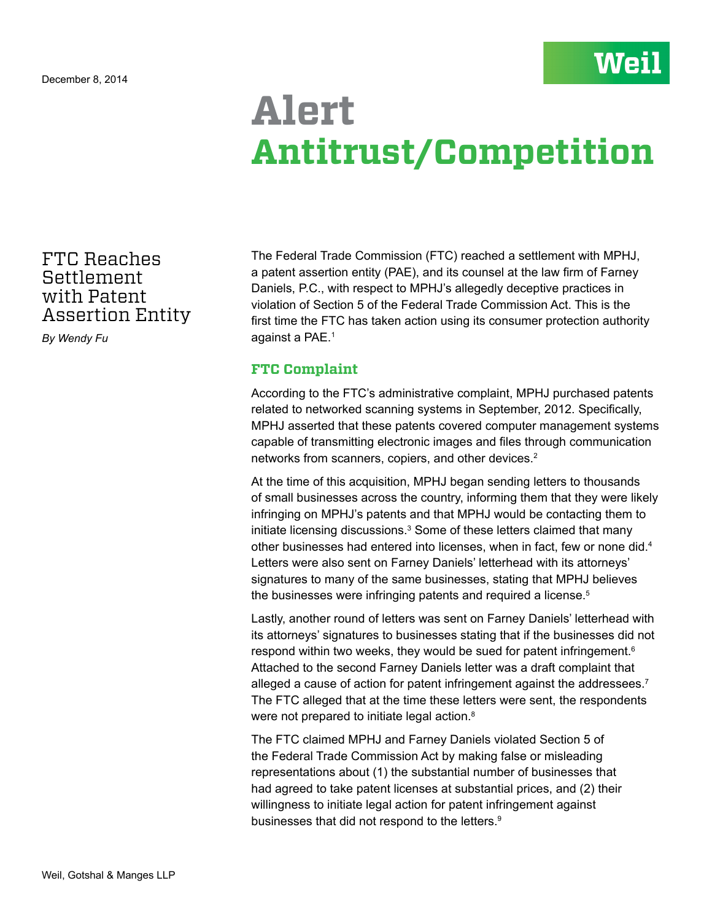December 8, 2014

Weil

# Alert
# Antitrust/Competition

## FTC Reaches Settlement with Patent Assertion Entity

*By Wendy Fu*

The Federal Trade Commission (FTC) reached a settlement with MPHJ, a patent assertion entity (PAE), and its counsel at the law firm of Farney Daniels, P.C., with respect to MPHJ's allegedly deceptive practices in violation of Section 5 of the Federal Trade Commission Act. This is the first time the FTC has taken action using its consumer protection authority against a PAE.[1]

### FTC Complaint

According to the FTC's administrative complaint, MPHJ purchased patents related to networked scanning systems in September, 2012. Specifically, MPHJ asserted that these patents covered computer management systems capable of transmitting electronic images and files through communication networks from scanners, copiers, and other devices.[2]

At the time of this acquisition, MPHJ began sending letters to thousands of small businesses across the country, informing them that they were likely infringing on MPHJ's patents and that MPHJ would be contacting them to initiate licensing discussions.[3] Some of these letters claimed that many other businesses had entered into licenses, when in fact, few or none did.[4] Letters were also sent on Farney Daniels' letterhead with its attorneys' signatures to many of the same businesses, stating that MPHJ believes the businesses were infringing patents and required a license.[5]

Lastly, another round of letters was sent on Farney Daniels' letterhead with its attorneys' signatures to businesses stating that if the businesses did not respond within two weeks, they would be sued for patent infringement.[6] Attached to the second Farney Daniels letter was a draft complaint that alleged a cause of action for patent infringement against the addressees.[7] The FTC alleged that at the time these letters were sent, the respondents were not prepared to initiate legal action.[8]

The FTC claimed MPHJ and Farney Daniels violated Section 5 of the Federal Trade Commission Act by making false or misleading representations about (1) the substantial number of businesses that had agreed to take patent licenses at substantial prices, and (2) their willingness to initiate legal action for patent infringement against businesses that did not respond to the letters.[9]

Weil, Gotshal & Manges LLP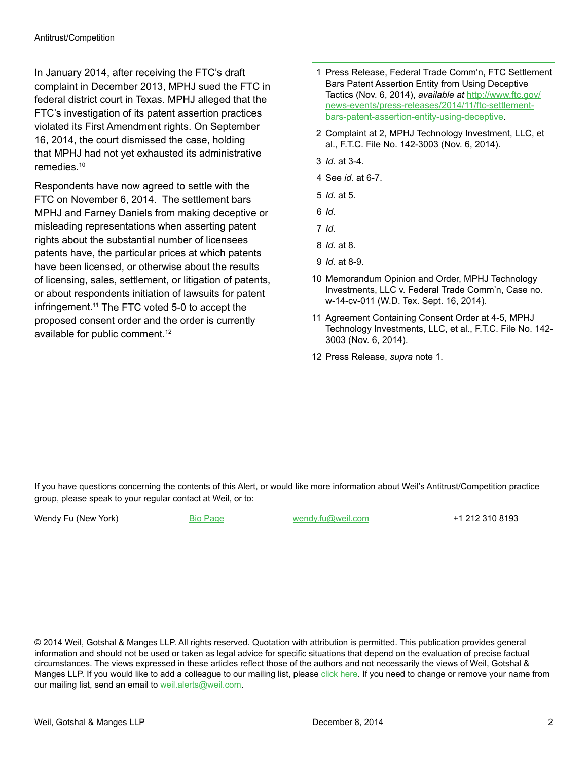In January 2014, after receiving the FTC's draft complaint in December 2013, MPHJ sued the FTC in federal district court in Texas. MPHJ alleged that the FTC's investigation of its patent assertion practices violated its First Amendment rights. On September 16, 2014, the court dismissed the case, holding that MPHJ had not yet exhausted its administrative remedies.[10]

Respondents have now agreed to settle with the FTC on November 6, 2014. The settlement bars MPHJ and Farney Daniels from making deceptive or misleading representations when asserting patent rights about the substantial number of licensees patents have, the particular prices at which patents have been licensed, or otherwise about the results of licensing, sales, settlement, or litigation of patents, or about respondents initiation of lawsuits for patent infringement.[11] The FTC voted 5-0 to accept the proposed consent order and the order is currently available for public comment.[12]

---

1 Press Release, Federal Trade Comm'n, FTC Settlement Bars Patent Assertion Entity from Using Deceptive Tactics (Nov. 6, 2014), *available at* [http://www.ftc.gov/news-events/press-releases/2014/11/ftc-settlement-bars-patent-assertion-entity-using-deceptive](http://www.ftc.gov/news-events/press-releases/2014/11/ftc-settlement-bars-patent-assertion-entity-using-deceptive).

2 Complaint at 2, MPHJ Technology Investment, LLC, et al., F.T.C. File No. 142-3003 (Nov. 6, 2014).

3 *Id.* at 3-4.

4 See *id.* at 6-7.

5 *Id.* at 5.

6 *Id.*

7 *Id.*

8 *Id.* at 8.

9 *Id.* at 8-9.

10 Memorandum Opinion and Order, MPHJ Technology Investments, LLC v. Federal Trade Comm'n, Case no. w-14-cv-011 (W.D. Tex. Sept. 16, 2014).

11 Agreement Containing Consent Order at 4-5, MPHJ Technology Investments, LLC, et al., F.T.C. File No. 142-3003 (Nov. 6, 2014).

12 Press Release, *supra* note 1.

---

If you have questions concerning the contents of this Alert, or would like more information about Weil's Antitrust/Competition practice group, please speak to your regular contact at Weil, or to:

| | | | |
|---|---|---|---|
| Wendy Fu (New York) | Bio Page | wendy.fu@weil.com | +1 212 310 8193 |

© 2014 Weil, Gotshal & Manges LLP. All rights reserved. Quotation with attribution is permitted. This publication provides general information and should not be used or taken as legal advice for specific situations that depend on the evaluation of precise factual circumstances. The views expressed in these articles reflect those of the authors and not necessarily the views of Weil, Gotshal & Manges LLP. If you would like to add a colleague to our mailing list, please click here. If you need to change or remove your name from our mailing list, send an email to weil.alerts@weil.com.